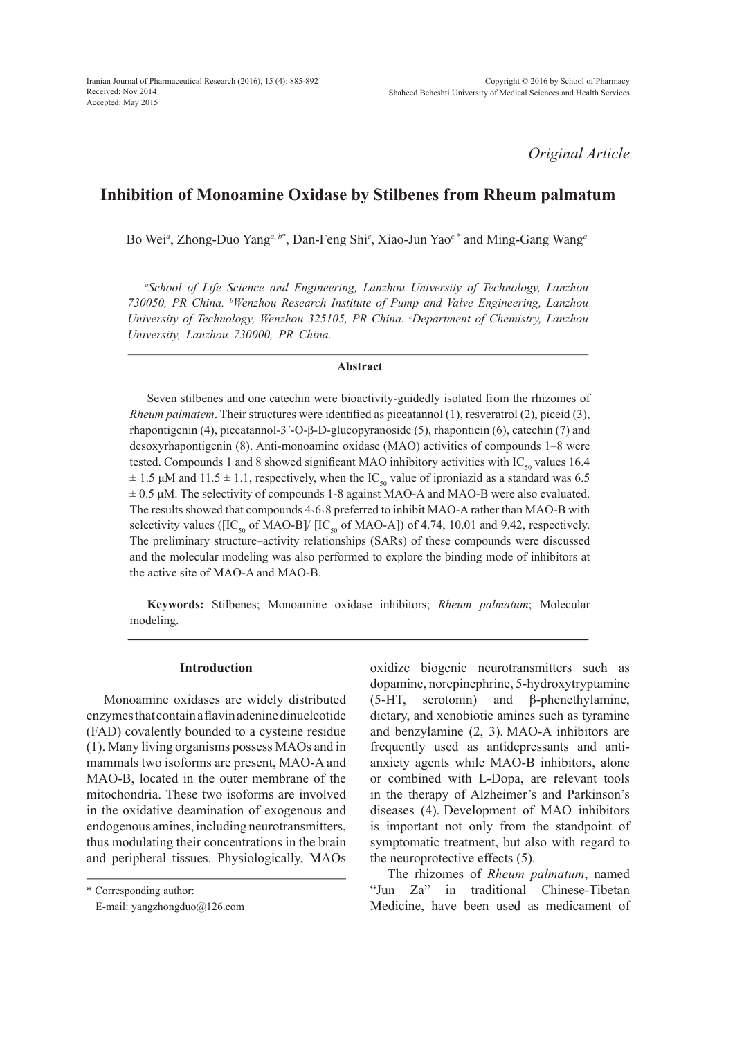*Original Article*

# Inhibition of Monoamine Oxidase by Stilbenes from Rheum palmatum

Bo Wei[a], Zhong-Duo Yang[a, b*], Dan-Feng Shi[c], Xiao-Jun Yao[c,*] and Ming-Gang Wang[a]

*[a]School of Life Science and Engineering, Lanzhou University of Technology, Lanzhou 730050, PR China. [b]Wenzhou Research Institute of Pump and Valve Engineering, Lanzhou University of Technology, Wenzhou 325105, PR China. [c]Department of Chemistry, Lanzhou University, Lanzhou 730000, PR China.*

## Abstract

Seven stilbenes and one catechin were bioactivity-guidedly isolated from the rhizomes of *Rheum palmatem*. Their structures were identified as piceatannol (1), resveratrol (2), piceid (3), rhapontigenin (4), piceatannol-3′-O-β-D-glucopyranoside (5), rhaponticin (6), catechin (7) and desoxyrhapontigenin (8). Anti-monoamine oxidase (MAO) activities of compounds 1–8 were tested. Compounds 1 and 8 showed significant MAO inhibitory activities with $IC_{50}$ values 16.4 ± 1.5 μM and 11.5 ± 1.1, respectively, when the $IC_{50}$ value of iproniazid as a standard was 6.5 ± 0.5 μM. The selectivity of compounds 1-8 against MAO-A and MAO-B were also evaluated. The results showed that compounds 4、6、8 preferred to inhibit MAO-A rather than MAO-B with selectivity values ([$IC_{50}$ of MAO-B]/ [$IC_{50}$ of MAO-A]) of 4.74, 10.01 and 9.42, respectively. The preliminary structure–activity relationships (SARs) of these compounds were discussed and the molecular modeling was also performed to explore the binding mode of inhibitors at the active site of MAO-A and MAO-B.

**Keywords:** Stilbenes; Monoamine oxidase inhibitors; *Rheum palmatum*; Molecular modeling.

## Introduction

Monoamine oxidases are widely distributed enzymes that contain a flavin adenine dinucleotide (FAD) covalently bounded to a cysteine residue (1). Many living organisms possess MAOs and in mammals two isoforms are present, MAO-A and MAO-B, located in the outer membrane of the mitochondria. These two isoforms are involved in the oxidative deamination of exogenous and endogenous amines, including neurotransmitters, thus modulating their concentrations in the brain and peripheral tissues. Physiologically, MAOs oxidize biogenic neurotransmitters such as dopamine, norepinephrine, 5-hydroxytryptamine (5-HT, serotonin) and β-phenethylamine, dietary, and xenobiotic amines such as tyramine and benzylamine (2, 3). MAO-A inhibitors are frequently used as antidepressants and anti-anxiety agents while MAO-B inhibitors, alone or combined with L-Dopa, are relevant tools in the therapy of Alzheimer's and Parkinson's diseases (4). Development of MAO inhibitors is important not only from the standpoint of symptomatic treatment, but also with regard to the neuroprotective effects (5).

The rhizomes of *Rheum palmatum*, named "Jun Za" in traditional Chinese-Tibetan Medicine, have been used as medicament of

* Corresponding author:
E-mail: yangzhongduo@126.com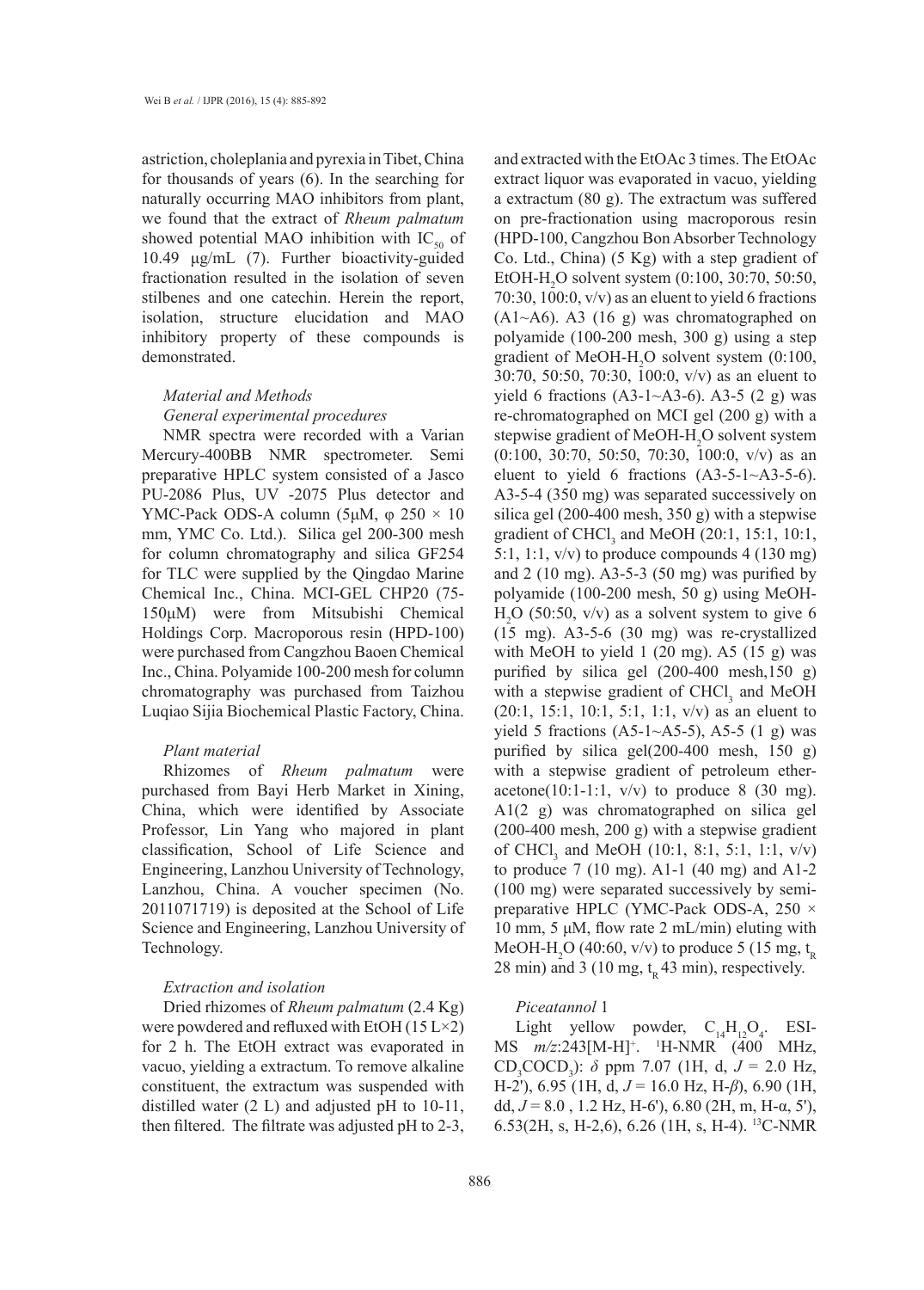astriction, choleplania and pyrexia in Tibet, China for thousands of years (6). In the searching for naturally occurring MAO inhibitors from plant, we found that the extract of *Rheum palmatum* showed potential MAO inhibition with $IC_{50}$ of 10.49 μg/mL (7). Further bioactivity-guided fractionation resulted in the isolation of seven stilbenes and one catechin. Herein the report, isolation, structure elucidation and MAO inhibitory property of these compounds is demonstrated.

## *Material and Methods*

### *General experimental procedures*

NMR spectra were recorded with a Varian Mercury-400BB NMR spectrometer. Semi preparative HPLC system consisted of a Jasco PU-2086 Plus, UV -2075 Plus detector and YMC-Pack ODS-A column (5μM, φ 250 × 10 mm, YMC Co. Ltd.). Silica gel 200-300 mesh for column chromatography and silica GF254 for TLC were supplied by the Qingdao Marine Chemical Inc., China. MCI-GEL CHP20 (75-150μM) were from Mitsubishi Chemical Holdings Corp. Macroporous resin (HPD-100) were purchased from Cangzhou Baoen Chemical Inc., China. Polyamide 100-200 mesh for column chromatography was purchased from Taizhou Luqiao Sijia Biochemical Plastic Factory, China.

### *Plant material*

Rhizomes of *Rheum palmatum* were purchased from Bayi Herb Market in Xining, China, which were identified by Associate Professor, Lin Yang who majored in plant classification, School of Life Science and Engineering, Lanzhou University of Technology, Lanzhou, China. A voucher specimen (No. 2011071719) is deposited at the School of Life Science and Engineering, Lanzhou University of Technology.

### *Extraction and isolation*

Dried rhizomes of *Rheum palmatum* (2.4 Kg) were powdered and refluxed with EtOH (15 L×2) for 2 h. The EtOH extract was evaporated in vacuo, yielding a extractum. To remove alkaline constituent, the extractum was suspended with distilled water (2 L) and adjusted pH to 10-11, then filtered. The filtrate was adjusted pH to 2-3, and extracted with the EtOAc 3 times. The EtOAc extract liquor was evaporated in vacuo, yielding a extractum (80 g). The extractum was suffered on pre-fractionation using macroporous resin (HPD-100, Cangzhou Bon Absorber Technology Co. Ltd., China) (5 Kg) with a step gradient of EtOH-$H_2O$ solvent system (0:100, 30:70, 50:50, 70:30, 100:0, v/v) as an eluent to yield 6 fractions (A1~A6). A3 (16 g) was chromatographed on polyamide (100-200 mesh, 300 g) using a step gradient of MeOH-$H_2O$ solvent system (0:100, 30:70, 50:50, 70:30, 100:0, v/v) as an eluent to yield 6 fractions (A3-1~A3-6). A3-5 (2 g) was re-chromatographed on MCI gel (200 g) with a stepwise gradient of MeOH-$H_2O$ solvent system (0:100, 30:70, 50:50, 70:30, 100:0, v/v) as an eluent to yield 6 fractions (A3-5-1~A3-5-6). A3-5-4 (350 mg) was separated successively on silica gel (200-400 mesh, 350 g) with a stepwise gradient of $CHCl_3$ and MeOH (20:1, 15:1, 10:1, 5:1, 1:1, v/v) to produce compounds 4 (130 mg) and 2 (10 mg). A3-5-3 (50 mg) was purified by polyamide (100-200 mesh, 50 g) using MeOH-$H_2O$ (50:50, v/v) as a solvent system to give 6 (15 mg). A3-5-6 (30 mg) was re-crystallized with MeOH to yield 1 (20 mg). A5 (15 g) was purified by silica gel (200-400 mesh,150 g) with a stepwise gradient of $CHCl_3$ and MeOH (20:1, 15:1, 10:1, 5:1, 1:1, v/v) as an eluent to yield 5 fractions (A5-1~A5-5), A5-5 (1 g) was purified by silica gel(200-400 mesh, 150 g) with a stepwise gradient of petroleum ether-acetone(10:1-1:1, v/v) to produce 8 (30 mg). A1(2 g) was chromatographed on silica gel (200-400 mesh, 200 g) with a stepwise gradient of $CHCl_3$ and MeOH (10:1, 8:1, 5:1, 1:1, v/v) to produce 7 (10 mg). A1-1 (40 mg) and A1-2 (100 mg) were separated successively by semi-preparative HPLC (YMC-Pack ODS-A, 250 × 10 mm, 5 μM, flow rate 2 mL/min) eluting with MeOH-$H_2O$ (40:60, v/v) to produce 5 (15 mg, $t_R$ 28 min) and 3 (10 mg, $t_R$ 43 min), respectively.

### *Piceatannol* 1

Light yellow powder, $C_{14}H_{12}O_4$. ESI-MS *m/z*:243[M-H]$^+$. $^1$H-NMR (400 MHz, $CD_3COCD_3$): δ ppm 7.07 (1H, d, *J* = 2.0 Hz, H-2'), 6.95 (1H, d, *J* = 16.0 Hz, H-*β*), 6.90 (1H, dd, *J* = 8.0 , 1.2 Hz, H-6'), 6.80 (2H, m, H-α, 5'), 6.53(2H, s, H-2,6), 6.26 (1H, s, H-4). $^{13}$C-NMR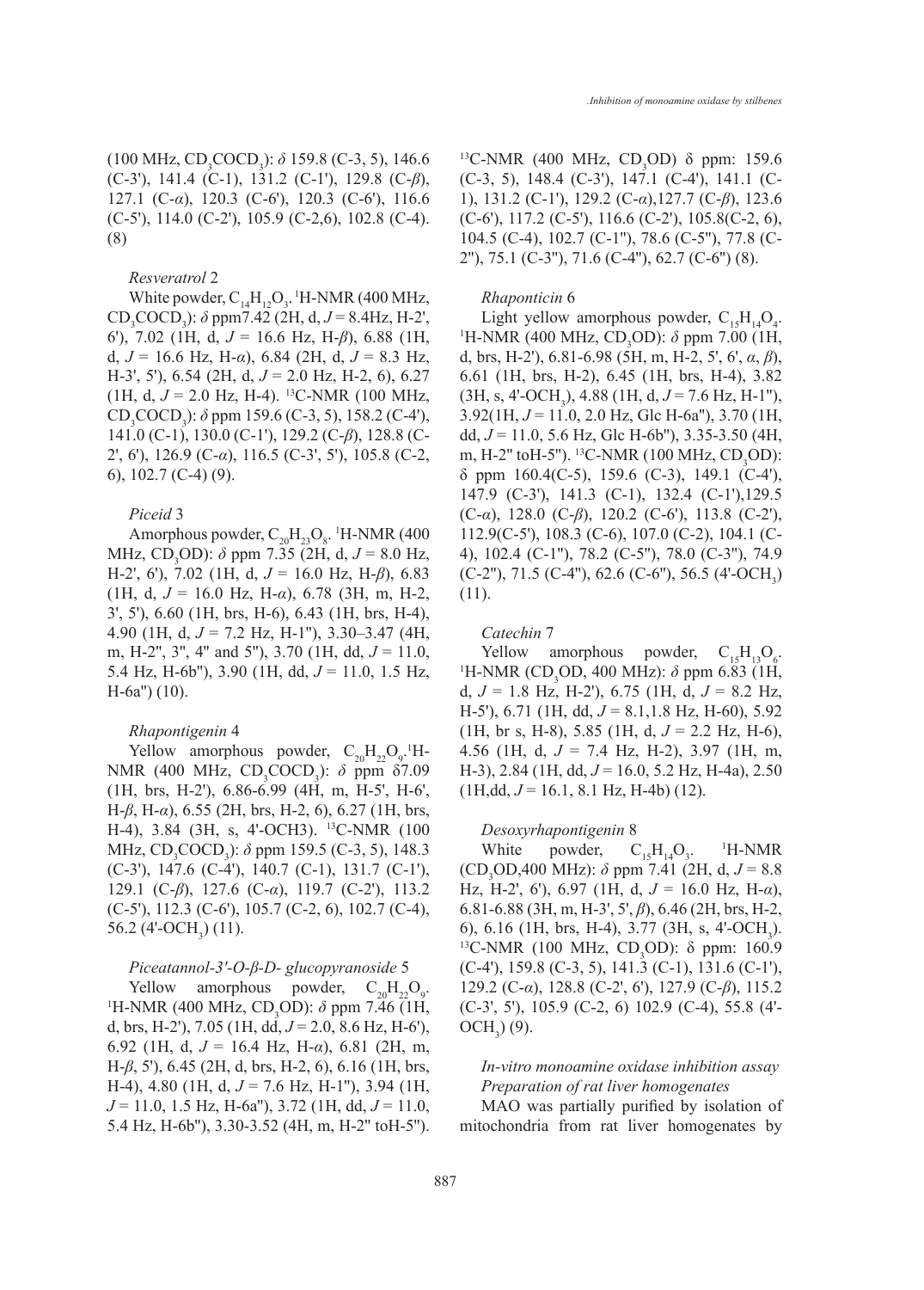(100 MHz, $CD_3COCD_3$): δ 159.8 (C-3, 5), 146.6 (C-3'), 141.4 (C-1), 131.2 (C-1'), 129.8 (C-*β*), 127.1 (C-*α*), 120.3 (C-6'), 120.3 (C-6'), 116.6 (C-5'), 114.0 (C-2'), 105.9 (C-2,6), 102.8 (C-4). (8)

*Resveratrol* 2

White powder, $C_{14}H_{12}O_3$. $^1$H-NMR (400 MHz, $CD_3COCD_3$): δ ppm7.42 (2H, d, *J* = 8.4Hz, H-2', 6'), 7.02 (1H, d, *J* = 16.6 Hz, H-*β*), 6.88 (1H, d, *J* = 16.6 Hz, H-*α*), 6.84 (2H, d, *J* = 8.3 Hz, H-3', 5'), 6.54 (2H, d, *J* = 2.0 Hz, H-2, 6), 6.27 (1H, d, *J* = 2.0 Hz, H-4). $^{13}$C-NMR (100 MHz, $CD_3COCD_3$): δ ppm 159.6 (C-3, 5), 158.2 (C-4'), 141.0 (C-1), 130.0 (C-1'), 129.2 (C-*β*), 128.8 (C-2', 6'), 126.9 (C-*α*), 116.5 (C-3', 5'), 105.8 (C-2, 6), 102.7 (C-4) (9).

*Piceid* 3

Amorphous powder, $C_{20}H_{23}O_8$. $^1$H-NMR (400 MHz, $CD_3OD$): δ ppm 7.35 (2H, d, *J* = 8.0 Hz, H-2', 6'), 7.02 (1H, d, *J* = 16.0 Hz, H-*β*), 6.83 (1H, d, *J* = 16.0 Hz, H-*α*), 6.78 (3H, m, H-2, 3', 5'), 6.60 (1H, brs, H-6), 6.43 (1H, brs, H-4), 4.90 (1H, d, *J* = 7.2 Hz, H-1''), 3.30–3.47 (4H, m, H-2'', 3'', 4'' and 5''), 3.70 (1H, dd, *J* = 11.0, 5.4 Hz, H-6b''), 3.90 (1H, dd, *J* = 11.0, 1.5 Hz, H-6a'') (10).

*Rhapontigenin* 4

Yellow amorphous powder, $C_{20}H_{22}O_9$. $^1$H-NMR (400 MHz, $CD_3COCD_3$): δ ppm δ7.09 (1H, brs, H-2'), 6.86-6.99 (4H, m, H-5', H-6', H-*β*, H-*α*), 6.55 (2H, brs, H-2, 6), 6.27 (1H, brs, H-4), 3.84 (3H, s, 4'-OCH3). $^{13}$C-NMR (100 MHz, $CD_3COCD_3$): δ ppm 159.5 (C-3, 5), 148.3 (C-3'), 147.6 (C-4'), 140.7 (C-1), 131.7 (C-1'), 129.1 (C-*β*), 127.6 (C-*α*), 119.7 (C-2'), 113.2 (C-5'), 112.3 (C-6'), 105.7 (C-2, 6), 102.7 (C-4), 56.2 (4'-$OCH_3$) (11).

*Piceatannol-3′-O-β-D- glucopyranoside* 5

Yellow amorphous powder, $C_{20}H_{22}O_9$. $^1$H-NMR (400 MHz, $CD_3OD$): δ ppm 7.46 (1H, d, brs, H-2'), 7.05 (1H, dd, *J* = 2.0, 8.6 Hz, H-6'), 6.92 (1H, d, *J* = 16.4 Hz, H-*α*), 6.81 (2H, m, H-*β*, 5'), 6.45 (2H, d, brs, H-2, 6), 6.16 (1H, brs, H-4), 4.80 (1H, d, *J* = 7.6 Hz, H-1''), 3.94 (1H, *J* = 11.0, 1.5 Hz, H-6a''), 3.72 (1H, dd, *J* = 11.0, 5.4 Hz, H-6b''), 3.30-3.52 (4H, m, H-2'' toH-5''). $^{13}$C-NMR (400 MHz, $CD_3OD$) δ ppm: 159.6 (C-3, 5), 148.4 (C-3'), 147.1 (C-4'), 141.1 (C-1), 131.2 (C-1'), 129.2 (C-*α*),127.7 (C-*β*), 123.6 (C-6'), 117.2 (C-5'), 116.6 (C-2'), 105.8(C-2, 6), 104.5 (C-4), 102.7 (C-1''), 78.6 (C-5''), 77.8 (C-2''), 75.1 (C-3''), 71.6 (C-4''), 62.7 (C-6'') (8).

*Rhaponticin* 6

Light yellow amorphous powder, $C_{15}H_{14}O_4$. $^1$H-NMR (400 MHz, $CD_3OD$): δ ppm 7.00 (1H, d, brs, H-2'), 6.81-6.98 (5H, m, H-2, 5', 6', *α*, *β*), 6.61 (1H, brs, H-2), 6.45 (1H, brs, H-4), 3.82 (3H, s, 4'-$OCH_3$), 4.88 (1H, d, *J* = 7.6 Hz, H-1''), 3.92(1H, *J* = 11.0, 2.0 Hz, Glc H-6a''), 3.70 (1H, dd, *J* = 11.0, 5.6 Hz, Glc H-6b''), 3.35-3.50 (4H, m, H-2'' toH-5''). $^{13}$C-NMR (100 MHz, $CD_3OD$): δ ppm 160.4(C-5), 159.6 (C-3), 149.1 (C-4'), 147.9 (C-3'), 141.3 (C-1), 132.4 (C-1'),129.5 (C-*α*), 128.0 (C-*β*), 120.2 (C-6'), 113.8 (C-2'), 112.9(C-5'), 108.3 (C-6), 107.0 (C-2), 104.1 (C-4), 102.4 (C-1''), 78.2 (C-5''), 78.0 (C-3''), 74.9 (C-2''), 71.5 (C-4''), 62.6 (C-6''), 56.5 (4'-$OCH_3$) (11).

*Catechin* 7

Yellow amorphous powder, $C_{15}H_{13}O_6$. $^1$H-NMR ($CD_3OD$, 400 MHz): δ ppm 6.83 (1H, d, *J* = 1.8 Hz, H-2'), 6.75 (1H, d, *J* = 8.2 Hz, H-5'), 6.71 (1H, dd, *J* = 8.1,1.8 Hz, H-60), 5.92 (1H, br s, H-8), 5.85 (1H, d, *J* = 2.2 Hz, H-6), 4.56 (1H, d, *J* = 7.4 Hz, H-2), 3.97 (1H, m, H-3), 2.84 (1H, dd, *J* = 16.0, 5.2 Hz, H-4a), 2.50 (1H,dd, *J* = 16.1, 8.1 Hz, H-4b) (12).

*Desoxyrhapontigenin* 8

White powder, $C_{15}H_{14}O_3$. $^1$H-NMR ($CD_3OD$,400 MHz): δ ppm 7.41 (2H, d, *J* = 8.8 Hz, H-2', 6'), 6.97 (1H, d, *J* = 16.0 Hz, H-*α*), 6.81-6.88 (3H, m, H-3', 5', *β*), 6.46 (2H, brs, H-2, 6), 6.16 (1H, brs, H-4), 3.77 (3H, s, 4'-$OCH_3$). $^{13}$C-NMR (100 MHz, $CD_3OD$): δ ppm: 160.9 (C-4'), 159.8 (C-3, 5), 141.3 (C-1), 131.6 (C-1'), 129.2 (C-*α*), 128.8 (C-2', 6'), 127.9 (C-*β*), 115.2 (C-3', 5'), 105.9 (C-2, 6) 102.9 (C-4), 55.8 (4'-$OCH_3$) (9).

*In-vitro monoamine oxidase inhibition assay*

*Preparation of rat liver homogenates*

MAO was partially purified by isolation of mitochondria from rat liver homogenates by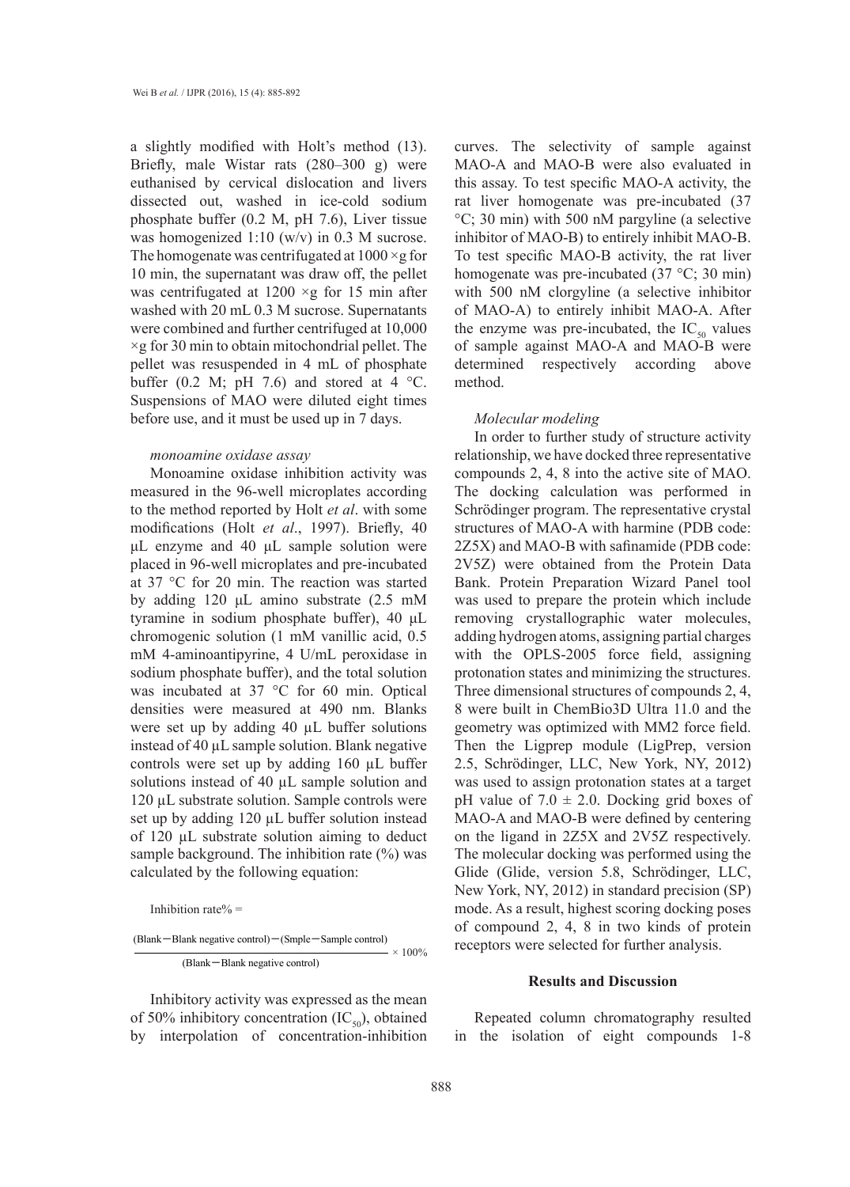a slightly modified with Holt's method (13). Briefly, male Wistar rats (280–300 g) were euthanised by cervical dislocation and livers dissected out, washed in ice-cold sodium phosphate buffer (0.2 M, pH 7.6), Liver tissue was homogenized 1:10 (w/v) in 0.3 M sucrose. The homogenate was centrifugated at 1000 ×g for 10 min, the supernatant was draw off, the pellet was centrifugated at 1200 ×g for 15 min after washed with 20 mL 0.3 M sucrose. Supernatants were combined and further centrifuged at 10,000 ×g for 30 min to obtain mitochondrial pellet. The pellet was resuspended in 4 mL of phosphate buffer (0.2 M; pH 7.6) and stored at 4 °C. Suspensions of MAO were diluted eight times before use, and it must be used up in 7 days.

### *monoamine oxidase assay*

Monoamine oxidase inhibition activity was measured in the 96-well microplates according to the method reported by Holt *et al*. with some modifications (Holt *et al*., 1997). Briefly, 40 µL enzyme and 40 µL sample solution were placed in 96-well microplates and pre-incubated at 37 °C for 20 min. The reaction was started by adding 120 µL amino substrate (2.5 mM tyramine in sodium phosphate buffer), 40 µL chromogenic solution (1 mM vanillic acid, 0.5 mM 4-aminoantipyrine, 4 U/mL peroxidase in sodium phosphate buffer), and the total solution was incubated at 37 °C for 60 min. Optical densities were measured at 490 nm. Blanks were set up by adding 40 µL buffer solutions instead of 40 µL sample solution. Blank negative controls were set up by adding 160 µL buffer solutions instead of 40 µL sample solution and 120 µL substrate solution. Sample controls were set up by adding 120 µL buffer solution instead of 120 µL substrate solution aiming to deduct sample background. The inhibition rate (%) was calculated by the following equation:

$$\text{Inhibition rate\%} = \frac{(\text{Blank} - \text{Blank negative control}) - (\text{Smple} - \text{Sample control})}{(\text{Blank} - \text{Blank negative control})} \times 100\%$$

Inhibitory activity was expressed as the mean of 50% inhibitory concentration ($IC_{50}$), obtained by interpolation of concentration-inhibition curves. The selectivity of sample against MAO-A and MAO-B were also evaluated in this assay. To test specific MAO-A activity, the rat liver homogenate was pre-incubated (37 °C; 30 min) with 500 nM pargyline (a selective inhibitor of MAO-B) to entirely inhibit MAO-B. To test specific MAO-B activity, the rat liver homogenate was pre-incubated (37 °C; 30 min) with 500 nM clorgyline (a selective inhibitor of MAO-A) to entirely inhibit MAO-A. After the enzyme was pre-incubated, the $IC_{50}$ values of sample against MAO-A and MAO-B were determined respectively according above method.

### *Molecular modeling*

In order to further study of structure activity relationship, we have docked three representative compounds 2, 4, 8 into the active site of MAO. The docking calculation was performed in Schrödinger program. The representative crystal structures of MAO-A with harmine (PDB code: 2Z5X) and MAO-B with safinamide (PDB code: 2V5Z) were obtained from the Protein Data Bank. Protein Preparation Wizard Panel tool was used to prepare the protein which include removing crystallographic water molecules, adding hydrogen atoms, assigning partial charges with the OPLS-2005 force field, assigning protonation states and minimizing the structures. Three dimensional structures of compounds 2, 4, 8 were built in ChemBio3D Ultra 11.0 and the geometry was optimized with MM2 force field. Then the Ligprep module (LigPrep, version 2.5, Schrödinger, LLC, New York, NY, 2012) was used to assign protonation states at a target pH value of 7.0 ± 2.0. Docking grid boxes of MAO-A and MAO-B were defined by centering on the ligand in 2Z5X and 2V5Z respectively. The molecular docking was performed using the Glide (Glide, version 5.8, Schrödinger, LLC, New York, NY, 2012) in standard precision (SP) mode. As a result, highest scoring docking poses of compound 2, 4, 8 in two kinds of protein receptors were selected for further analysis.

## Results and Discussion

Repeated column chromatography resulted in the isolation of eight compounds 1-8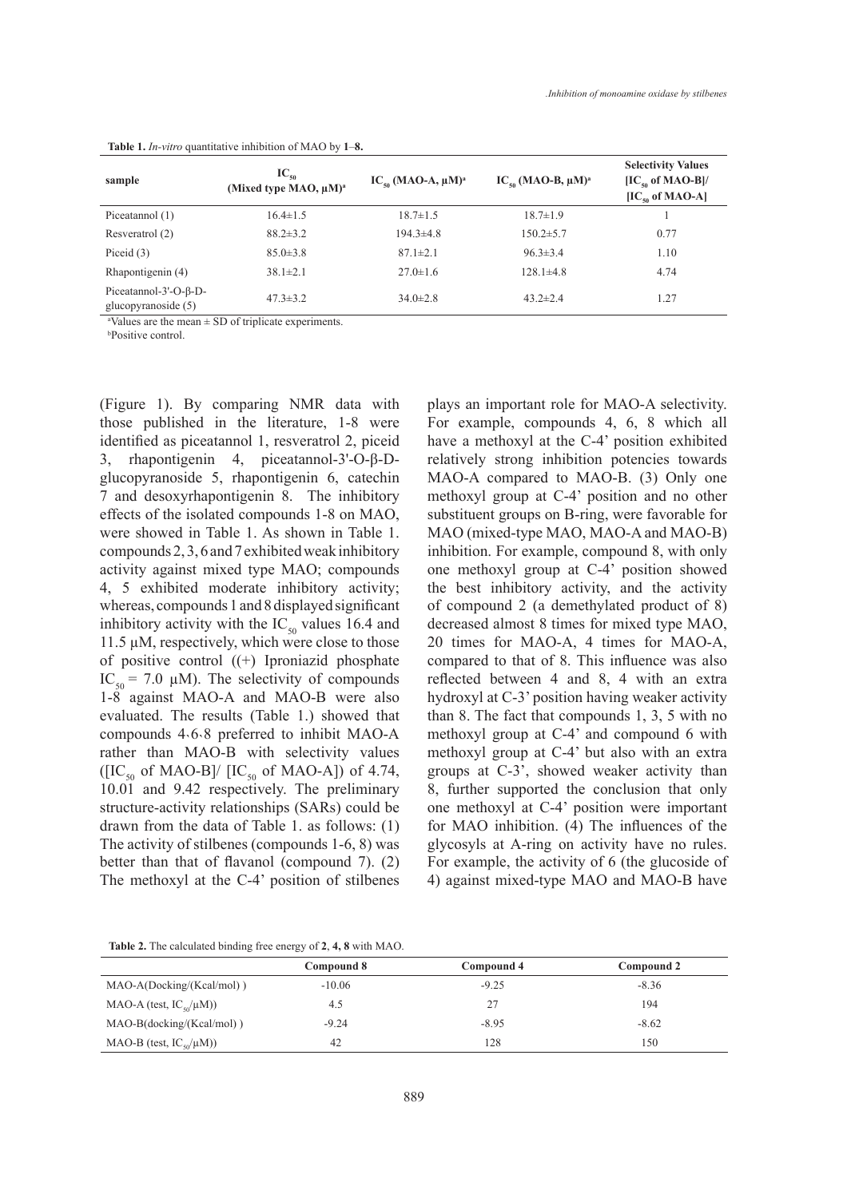**Table 1.** *In-vitro* quantitative inhibition of MAO by **1**–**8**.

| sample | $IC_{50}$ (Mixed type MAO, μM)[a] | $IC_{50}$ (MAO-A, μM)[a] | $IC_{50}$ (MAO-B, μM)[a] | Selectivity Values [$IC_{50}$ of MAO-B]/ [$IC_{50}$ of MAO-A] |
|---|---|---|---|---|
| Piceatannol (1) | 16.4±1.5 | 18.7±1.5 | 18.7±1.9 | 1 |
| Resveratrol (2) | 88.2±3.2 | 194.3±4.8 | 150.2±5.7 | 0.77 |
| Piceid (3) | 85.0±3.8 | 87.1±2.1 | 96.3±3.4 | 1.10 |
| Rhapontigenin (4) | 38.1±2.1 | 27.0±1.6 | 128.1±4.8 | 4.74 |
| Piceatannol-3'-O-β-D-glucopyranoside (5) | 47.3±3.2 | 34.0±2.8 | 43.2±2.4 | 1.27 |

[a]Values are the mean ± SD of triplicate experiments.

[b]Positive control.

(Figure 1). By comparing NMR data with those published in the literature, 1-8 were identified as piceatannol 1, resveratrol 2, piceid 3, rhapontigenin 4, piceatannol-3'-O-β-D-glucopyranoside 5, rhapontigenin 6, catechin 7 and desoxyrhapontigenin 8. The inhibitory effects of the isolated compounds 1-8 on MAO, were showed in Table 1. As shown in Table 1. compounds 2, 3, 6 and 7 exhibited weak inhibitory activity against mixed type MAO; compounds 4, 5 exhibited moderate inhibitory activity; whereas, compounds 1 and 8 displayed significant inhibitory activity with the $IC_{50}$ values 16.4 and 11.5 μM, respectively, which were close to those of positive control ((+) Iproniazid phosphate $IC_{50}$ = 7.0 μM). The selectivity of compounds 1-8 against MAO-A and MAO-B were also evaluated. The results (Table 1.) showed that compounds 4、6、8 preferred to inhibit MAO-A rather than MAO-B with selectivity values ([$IC_{50}$ of MAO-B]/ [$IC_{50}$ of MAO-A]) of 4.74, 10.01 and 9.42 respectively. The preliminary structure-activity relationships (SARs) could be drawn from the data of Table 1. as follows: (1) The activity of stilbenes (compounds 1-6, 8) was better than that of flavanol (compound 7). (2) The methoxyl at the C-4' position of stilbenes plays an important role for MAO-A selectivity. For example, compounds 4, 6, 8 which all have a methoxyl at the C-4' position exhibited relatively strong inhibition potencies towards MAO-A compared to MAO-B. (3) Only one methoxyl group at C-4' position and no other substituent groups on B-ring, were favorable for MAO (mixed-type MAO, MAO-A and MAO-B) inhibition. For example, compound 8, with only one methoxyl group at C-4' position showed the best inhibitory activity, and the activity of compound 2 (a demethylated product of 8) decreased almost 8 times for mixed type MAO, 20 times for MAO-A, 4 times for MAO-A, compared to that of 8. This influence was also reflected between 4 and 8, 4 with an extra hydroxyl at C-3' position having weaker activity than 8. The fact that compounds 1, 3, 5 with no methoxyl group at C-4' and compound 6 with methoxyl group at C-4' but also with an extra groups at C-3', showed weaker activity than 8, further supported the conclusion that only one methoxyl at C-4' position were important for MAO inhibition. (4) The influences of the glycosyls at A-ring on activity have no rules. For example, the activity of 6 (the glucoside of 4) against mixed-type MAO and MAO-B have

**Table 2.** The calculated binding free energy of **2**, **4, 8** with MAO.

| | Compound 8 | Compound 4 | Compound 2 |
|---|---|---|---|
| MAO-A(Docking/(Kcal/mol) ) | -10.06 | -9.25 | -8.36 |
| MAO-A (test, $IC_{50}$/μM)) | 4.5 | 27 | 194 |
| MAO-B(docking/(Kcal/mol) ) | -9.24 | -8.95 | -8.62 |
| MAO-B (test, $IC_{50}$/μM)) | 42 | 128 | 150 |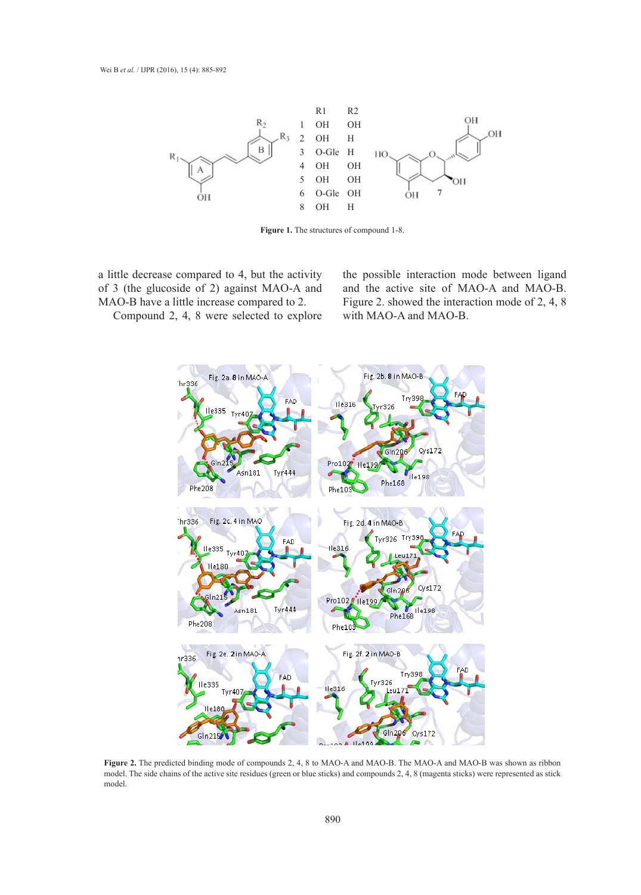| | R1 | R2 |
|---|---|---|
| 1 | OH | OH |
| 2 | OH | H |
| 3 | O-Glc | H |
| 4 | OH | OH |
| 5 | OH | OH |
| 6 | O-Glc | OH |
| 8 | OH | H |

**Figure 1.** The structures of compound 1-8.

a little decrease compared to 4, but the activity of 3 (the glucoside of 2) against MAO-A and MAO-B have a little increase compared to 2.

Compound 2, 4, 8 were selected to explore the possible interaction mode between ligand and the active site of MAO-A and MAO-B. Figure 2. showed the interaction mode of 2, 4, 8 with MAO-A and MAO-B.

**Figure 2.** The predicted binding mode of compounds 2, 4, 8 to MAO-A and MAO-B. The MAO-A and MAO-B was shown as ribbon model. The side chains of the active site residues (green or blue sticks) and compounds 2, 4, 8 (magenta sticks) were represented as stick model.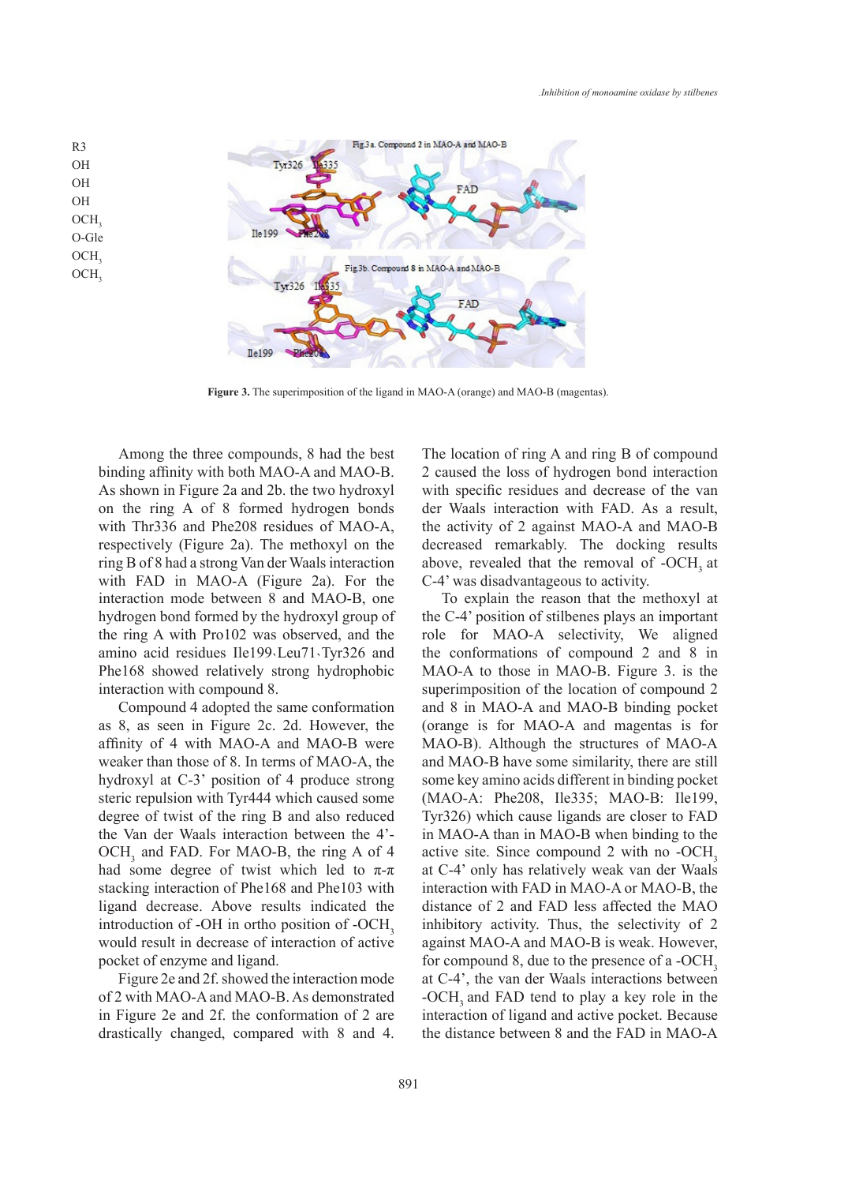R3
OH
OH
OH
$OCH_3$
O-Glc
$OCH_3$
$OCH_3$

**Figure 3.** The superimposition of the ligand in MAO-A (orange) and MAO-B (magentas).

Among the three compounds, 8 had the best binding affinity with both MAO-A and MAO-B. As shown in Figure 2a and 2b. the two hydroxyl on the ring A of 8 formed hydrogen bonds with Thr336 and Phe208 residues of MAO-A, respectively (Figure 2a). The methoxyl on the ring B of 8 had a strong Van der Waals interaction with FAD in MAO-A (Figure 2a). For the interaction mode between 8 and MAO-B, one hydrogen bond formed by the hydroxyl group of the ring A with Pro102 was observed, and the amino acid residues Ile199、Leu71、Tyr326 and Phe168 showed relatively strong hydrophobic interaction with compound 8.

Compound 4 adopted the same conformation as 8, as seen in Figure 2c. 2d. However, the affinity of 4 with MAO-A and MAO-B were weaker than those of 8. In terms of MAO-A, the hydroxyl at C-3' position of 4 produce strong steric repulsion with Tyr444 which caused some degree of twist of the ring B and also reduced the Van der Waals interaction between the 4'-$OCH_3$ and FAD. For MAO-B, the ring A of 4 had some degree of twist which led to π-π stacking interaction of Phe168 and Phe103 with ligand decrease. Above results indicated the introduction of -OH in ortho position of -$OCH_3$ would result in decrease of interaction of active pocket of enzyme and ligand.

Figure 2e and 2f. showed the interaction mode of 2 with MAO-A and MAO-B. As demonstrated in Figure 2e and 2f. the conformation of 2 are drastically changed, compared with 8 and 4. The location of ring A and ring B of compound 2 caused the loss of hydrogen bond interaction with specific residues and decrease of the van der Waals interaction with FAD. As a result, the activity of 2 against MAO-A and MAO-B decreased remarkably. The docking results above, revealed that the removal of -$OCH_3$ at C-4' was disadvantageous to activity.

To explain the reason that the methoxyl at the C-4' position of stilbenes plays an important role for MAO-A selectivity, We aligned the conformations of compound 2 and 8 in MAO-A to those in MAO-B. Figure 3. is the superimposition of the location of compound 2 and 8 in MAO-A and MAO-B binding pocket (orange is for MAO-A and magentas is for MAO-B). Although the structures of MAO-A and MAO-B have some similarity, there are still some key amino acids different in binding pocket (MAO-A: Phe208, Ile335; MAO-B: Ile199, Tyr326) which cause ligands are closer to FAD in MAO-A than in MAO-B when binding to the active site. Since compound 2 with no -$OCH_3$ at C-4' only has relatively weak van der Waals interaction with FAD in MAO-A or MAO-B, the distance of 2 and FAD less affected the MAO inhibitory activity. Thus, the selectivity of 2 against MAO-A and MAO-B is weak. However, for compound 8, due to the presence of a -$OCH_3$ at C-4', the van der Waals interactions between -$OCH_3$ and FAD tend to play a key role in the interaction of ligand and active pocket. Because the distance between 8 and the FAD in MAO-A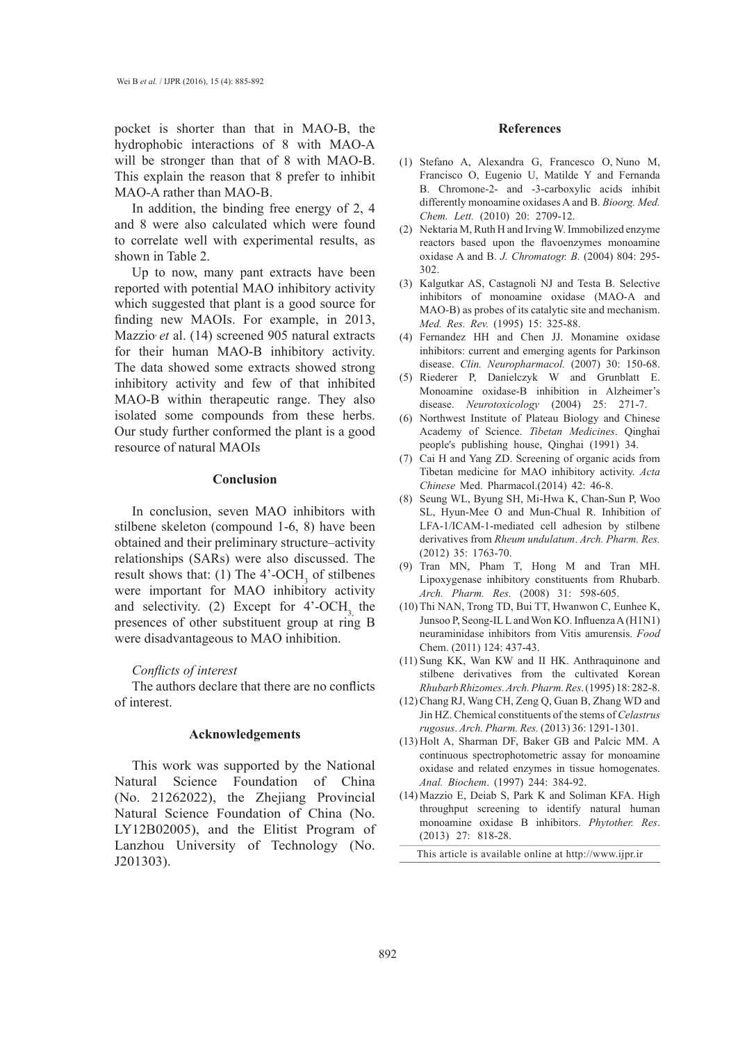pocket is shorter than that in MAO-B, the hydrophobic interactions of 8 with MAO-A will be stronger than that of 8 with MAO-B. This explain the reason that 8 prefer to inhibit MAO-A rather than MAO-B.

In addition, the binding free energy of 2, 4 and 8 were also calculated which were found to correlate well with experimental results, as shown in Table 2.

Up to now, many pant extracts have been reported with potential MAO inhibitory activity which suggested that plant is a good source for finding new MAOIs. For example, in 2013, Mazzio *et* al. (14) screened 905 natural extracts for their human MAO-B inhibitory activity. The data showed some extracts showed strong inhibitory activity and few of that inhibited MAO-B within therapeutic range. They also isolated some compounds from these herbs. Our study further conformed the plant is a good resource of natural MAOIs

## Conclusion

In conclusion, seven MAO inhibitors with stilbene skeleton (compound 1-6, 8) have been obtained and their preliminary structure–activity relationships (SARs) were also discussed. The result shows that: (1) The 4'-$OCH_3$ of stilbenes were important for MAO inhibitory activity and selectivity. (2) Except for 4'-$OCH_3$, the presences of other substituent group at ring B were disadvantageous to MAO inhibition.

### *Conflicts of interest*

The authors declare that there are no conflicts of interest.

## Acknowledgements

This work was supported by the National Natural Science Foundation of China (No. 21262022), the Zhejiang Provincial Natural Science Foundation of China (No. LY12B02005), and the Elitist Program of Lanzhou University of Technology (No. J201303).

## References

(1) Stefano A, Alexandra G, Francesco O, Nuno M, Francisco O, Eugenio U, Matilde Y and Fernanda B. Chromone-2- and -3-carboxylic acids inhibit differently monoamine oxidases A and B. *Bioorg. Med. Chem. Lett.* (2010) 20: 2709-12.

(2) Nektaria M, Ruth H and Irving W. Immobilized enzyme reactors based upon the flavoenzymes monoamine oxidase A and B. *J. Chromatogr. B.* (2004) 804: 295-302.

(3) Kalgutkar AS, Castagnoli NJ and Testa B. Selective inhibitors of monoamine oxidase (MAO-A and MAO-B) as probes of its catalytic site and mechanism. *Med. Res. Rev.* (1995) 15: 325-88.

(4) Fernandez HH and Chen JJ. Monamine oxidase inhibitors: current and emerging agents for Parkinson disease. *Clin. Neuropharmacol.* (2007) 30: 150-68.

(5) Riederer P, Danielczyk W and Grunblatt E. Monoamine oxidase-B inhibition in Alzheimer's disease. *Neurotoxicology* (2004) 25: 271-7.

(6) Northwest Institute of Plateau Biology and Chinese Academy of Science. *Tibetan Medicines*. Qinghai people's publishing house, Qinghai (1991) 34.

(7) Cai H and Yang ZD. Screening of organic acids from Tibetan medicine for MAO inhibitory activity. *Acta Chinese* Med. Pharmacol.(2014) 42: 46-8.

(8) Seung WL, Byung SH, Mi-Hwa K, Chan-Sun P, Woo SL, Hyun-Mee O and Mun-Chual R. Inhibition of LFA-1/ICAM-1-mediated cell adhesion by stilbene derivatives from *Rheum undulatum*. *Arch. Pharm. Res.* (2012) 35: 1763-70.

(9) Tran MN, Pham T, Hong M and Tran MH. Lipoxygenase inhibitory constituents from Rhubarb. *Arch. Pharm. Res.* (2008) 31: 598-605.

(10) Thi NAN, Trong TD, Bui TT, Hwanwon C, Eunhee K, Junsoo P, Seong-IL L and Won KO. Influenza A (H1N1) neuraminidase inhibitors from Vitis amurensis. *Food* Chem. (2011) 124: 437-43.

(11) Sung KK, Wan KW and Il HK. Anthraquinone and stilbene derivatives from the cultivated Korean *Rhubarb Rhizomes*. *Arch. Pharm. Res*. (1995) 18: 282-8.

(12) Chang RJ, Wang CH, Zeng Q, Guan B, Zhang WD and Jin HZ. Chemical constituents of the stems of *Celastrus rugosus*. *Arch. Pharm. Res.* (2013) 36: 1291-1301.

(13) Holt A, Sharman DF, Baker GB and Palcic MM. A continuous spectrophotometric assay for monoamine oxidase and related enzymes in tissue homogenates. *Anal. Biochem*. (1997) 244: 384-92.

(14) Mazzio E, Deiab S, Park K and Soliman KFA. High throughput screening to identify natural human monoamine oxidase B inhibitors. *Phytother. Res*. (2013) 27: 818-28.

This article is available online at http://www.ijpr.ir